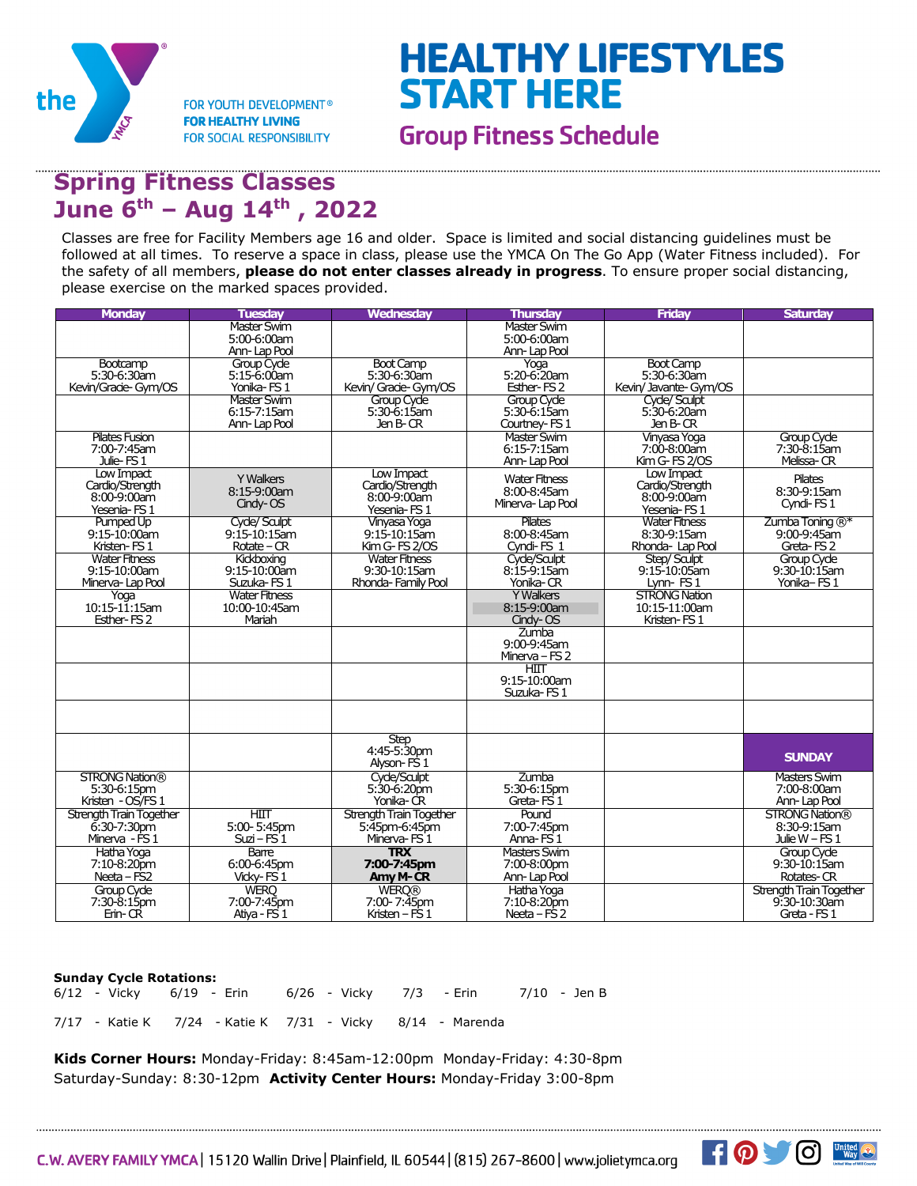# HEALTHY LIFESTYLES START HERE

## Group Fitness Schedule

FOR YOUTH DEVELOPMENT®
**FOR HEALTHY LIVING**
FOR SOCIAL RESPONSIBILITY

## Spring Fitness Classes
## June 6th – Aug 14th , 2022

Classes are free for Facility Members age 16 and older. Space is limited and social distancing guidelines must be followed at all times. To reserve a space in class, please use the YMCA On The Go App (Water Fitness included). For the safety of all members, **please do not enter classes already in progress**. To ensure proper social distancing, please exercise on the marked spaces provided.

| Monday | Tuesday | Wednesday | Thursday | Friday | Saturday |
|---|---|---|---|---|---|
| | Master Swim 5:00-6:00am Ann- Lap Pool | | Master Swim 5:00-6:00am Ann- Lap Pool | | |
| Bootcamp 5:30-6:30am Kevin/Gracie- Gym/OS | Group Cycle 5:15-6:00am Yonika- FS 1 | Boot Camp 5:30-6:30am Kevin/ Gracie- Gym/OS | Yoga 5:20-6:20am Esther- FS 2 | Boot Camp 5:30-6:30am Kevin/ Javante- Gym/OS | |
| | Master Swim 6:15-7:15am Ann- Lap Pool | Group Cycle 5:30-6:15am Jen B- CR | Group Cycle 5:30-6:15am Courtney- FS 1 | Cycle/ Sculpt 5:30-6:20am Jen B- CR | |
| Pilates Fusion 7:00-7:45am Julie- FS 1 | | | Master Swim 6:15-7:15am Ann- Lap Pool | Vinyasa Yoga 7:00-8:00am Kim G- FS 2/OS | Group Cycle 7:30-8:15am Melissa- CR |
| Low Impact Cardio/Strength 8:00-9:00am Yesenia- FS 1 | Y Walkers 8:15-9:00am Cindy- OS | Low Impact Cardio/Strength 8:00-9:00am Yesenia- FS 1 | Water Fitness 8:00-8:45am Minerva- Lap Pool | Low Impact Cardio/Strength 8:00-9:00am Yesenia- FS 1 | Pilates 8:30-9:15am Cyndi- FS 1 |
| Pumped Up 9:15-10:00am Kristen- FS 1 | Cycle/ Sculpt 9:15-10:15am Rotate – CR | Vinyasa Yoga 9:15-10:15am Kim G- FS 2/OS | Pilates 8:00-8:45am Cyndi- FS 1 | Water Fitness 8:30-9:15am Rhonda- Lap Pool | Zumba Toning ®* 9:00-9:45am Greta- FS 2 |
| Water Fitness 9:15-10:00am Minerva- Lap Pool | Kickboxing 9:15-10:00am Suzuka- FS 1 | Water Fitness 9:30-10:15am Rhonda- Family Pool | Cycle/Sculpt 8:15-9:15am Yonika- CR | Step/ Sculpt 9:15-10:05am Lynn- FS 1 | Group Cycle 9:30-10:15am Yonika– FS 1 |
| Yoga 10:15-11:15am Esther- FS 2 | Water Fitness 10:00-10:45am Mariah | | Y Walkers 8:15-9:00am Cindy- OS | STRONG Nation 10:15-11:00am Kristen- FS 1 | |
| | | | Zumba 9:00-9:45am Minerva – FS 2 | | |
| | | | HIIT 9:15-10:00am Suzuka- FS 1 | | |
| | | | | | |
| | | Step 4:45-5:30pm Alyson- FS 1 | | | **SUNDAY** |
| STRONG Nation® 5:30-6:15pm Kristen - OS/FS 1 | | Cycle/Sculpt 5:30-6:20pm Yonika- CR | Zumba 5:30-6:15pm Greta- FS 1 | | Masters Swim 7:00-8:00am Ann- Lap Pool |
| Strength Train Together 6:30-7:30pm Minerva - FS 1 | HIIT 5:00- 5:45pm Suzi – FS 1 | Strength Train Together 5:45pm-6:45pm Minerva- FS 1 | Pound 7:00-7:45pm Anna- FS 1 | | STRONG Nation® 8:30-9:15am Julie W – FS 1 |
| Hatha Yoga 7:10-8:20pm Neeta – FS2 | Barre 6:00-6:45pm Vicky- FS 1 | **TRX 7:00-7:45pm Amy M- CR** | Masters Swim 7:00-8:00pm Ann- Lap Pool | | Group Cycle 9:30-10:15am Rotates- CR |
| Group Cycle 7:30-8:15pm Erin- CR | WERQ 7:00-7:45pm Atiya - FS 1 | WERQ® 7:00- 7:45pm Kristen – FS 1 | Hatha Yoga 7:10-8:20pm Neeta – FS 2 | | Strength Train Together 9:30-10:30am Greta - FS 1 |

**Sunday Cycle Rotations:**

6/12 - Vicky    6/19 - Erin    6/26 - Vicky    7/3 - Erin    7/10 - Jen B

7/17 - Katie K    7/24 - Katie K    7/31 - Vicky    8/14 - Marenda

**Kids Corner Hours:** Monday-Friday: 8:45am-12:00pm Monday-Friday: 4:30-8pm
Saturday-Sunday: 8:30-12pm **Activity Center Hours:** Monday-Friday 3:00-8pm

C.W. AVERY FAMILY YMCA | 15120 Wallin Drive | Plainfield, IL 60544 | (815) 267-8600 | www.jolietymca.org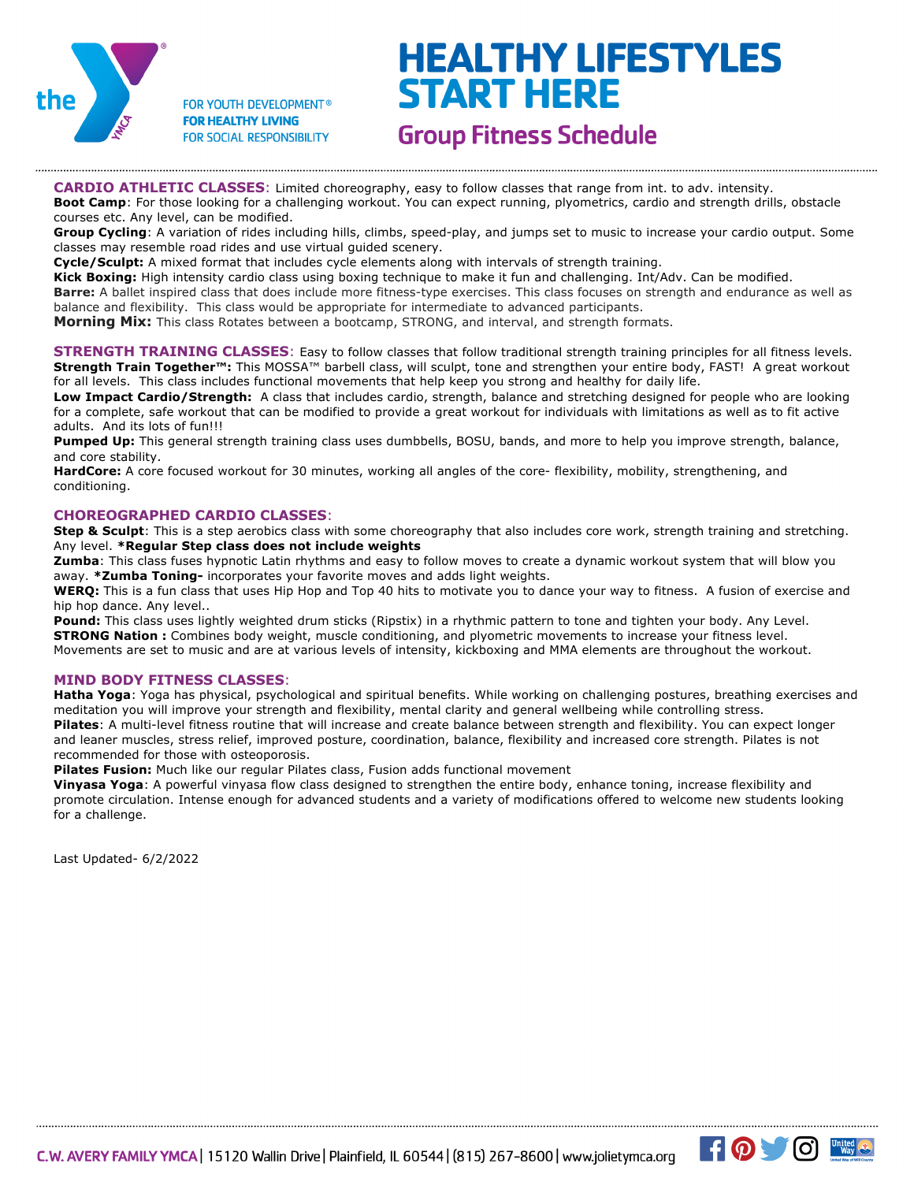the YMCA

FOR YOUTH DEVELOPMENT®
**FOR HEALTHY LIVING**
FOR SOCIAL RESPONSIBILITY

# HEALTHY LIFESTYLES START HERE

## Group Fitness Schedule

### CARDIO ATHLETIC CLASSES: Limited choreography, easy to follow classes that range from int. to adv. intensity.

**Boot Camp**: For those looking for a challenging workout. You can expect running, plyometrics, cardio and strength drills, obstacle courses etc. Any level, can be modified.

**Group Cycling**: A variation of rides including hills, climbs, speed-play, and jumps set to music to increase your cardio output. Some classes may resemble road rides and use virtual guided scenery.

**Cycle/Sculpt:** A mixed format that includes cycle elements along with intervals of strength training.

**Kick Boxing:** High intensity cardio class using boxing technique to make it fun and challenging. Int/Adv. Can be modified.

**Barre:** A ballet inspired class that does include more fitness-type exercises. This class focuses on strength and endurance as well as balance and flexibility. This class would be appropriate for intermediate to advanced participants.

**Morning Mix:** This class Rotates between a bootcamp, STRONG, and interval, and strength formats.

### STRENGTH TRAINING CLASSES: Easy to follow classes that follow traditional strength training principles for all fitness levels.

**Strength Train Together™:** This MOSSA™ barbell class, will sculpt, tone and strengthen your entire body, FAST! A great workout for all levels. This class includes functional movements that help keep you strong and healthy for daily life.

**Low Impact Cardio/Strength:** A class that includes cardio, strength, balance and stretching designed for people who are looking for a complete, safe workout that can be modified to provide a great workout for individuals with limitations as well as to fit active adults. And its lots of fun!!!

**Pumped Up:** This general strength training class uses dumbbells, BOSU, bands, and more to help you improve strength, balance, and core stability.

**HardCore:** A core focused workout for 30 minutes, working all angles of the core- flexibility, mobility, strengthening, and conditioning.

### CHOREOGRAPHED CARDIO CLASSES:

**Step & Sculpt**: This is a step aerobics class with some choreography that also includes core work, strength training and stretching. Any level. ***Regular Step class does not include weights**

**Zumba**: This class fuses hypnotic Latin rhythms and easy to follow moves to create a dynamic workout system that will blow you away. ***Zumba Toning-** incorporates your favorite moves and adds light weights.

**WERQ:** This is a fun class that uses Hip Hop and Top 40 hits to motivate you to dance your way to fitness. A fusion of exercise and hip hop dance. Any level..

**Pound:** This class uses lightly weighted drum sticks (Ripstix) in a rhythmic pattern to tone and tighten your body. Any Level.

**STRONG Nation :** Combines body weight, muscle conditioning, and plyometric movements to increase your fitness level. Movements are set to music and are at various levels of intensity, kickboxing and MMA elements are throughout the workout.

### MIND BODY FITNESS CLASSES:

**Hatha Yoga**: Yoga has physical, psychological and spiritual benefits. While working on challenging postures, breathing exercises and meditation you will improve your strength and flexibility, mental clarity and general wellbeing while controlling stress.

**Pilates**: A multi-level fitness routine that will increase and create balance between strength and flexibility. You can expect longer and leaner muscles, stress relief, improved posture, coordination, balance, flexibility and increased core strength. Pilates is not recommended for those with osteoporosis.

**Pilates Fusion:** Much like our regular Pilates class, Fusion adds functional movement

**Vinyasa Yoga**: A powerful vinyasa flow class designed to strengthen the entire body, enhance toning, increase flexibility and promote circulation. Intense enough for advanced students and a variety of modifications offered to welcome new students looking for a challenge.

Last Updated- 6/2/2022

C.W. AVERY FAMILY YMCA | 15120 Wallin Drive | Plainfield, IL 60544 | (815) 267-8600 | www.jolietymca.org